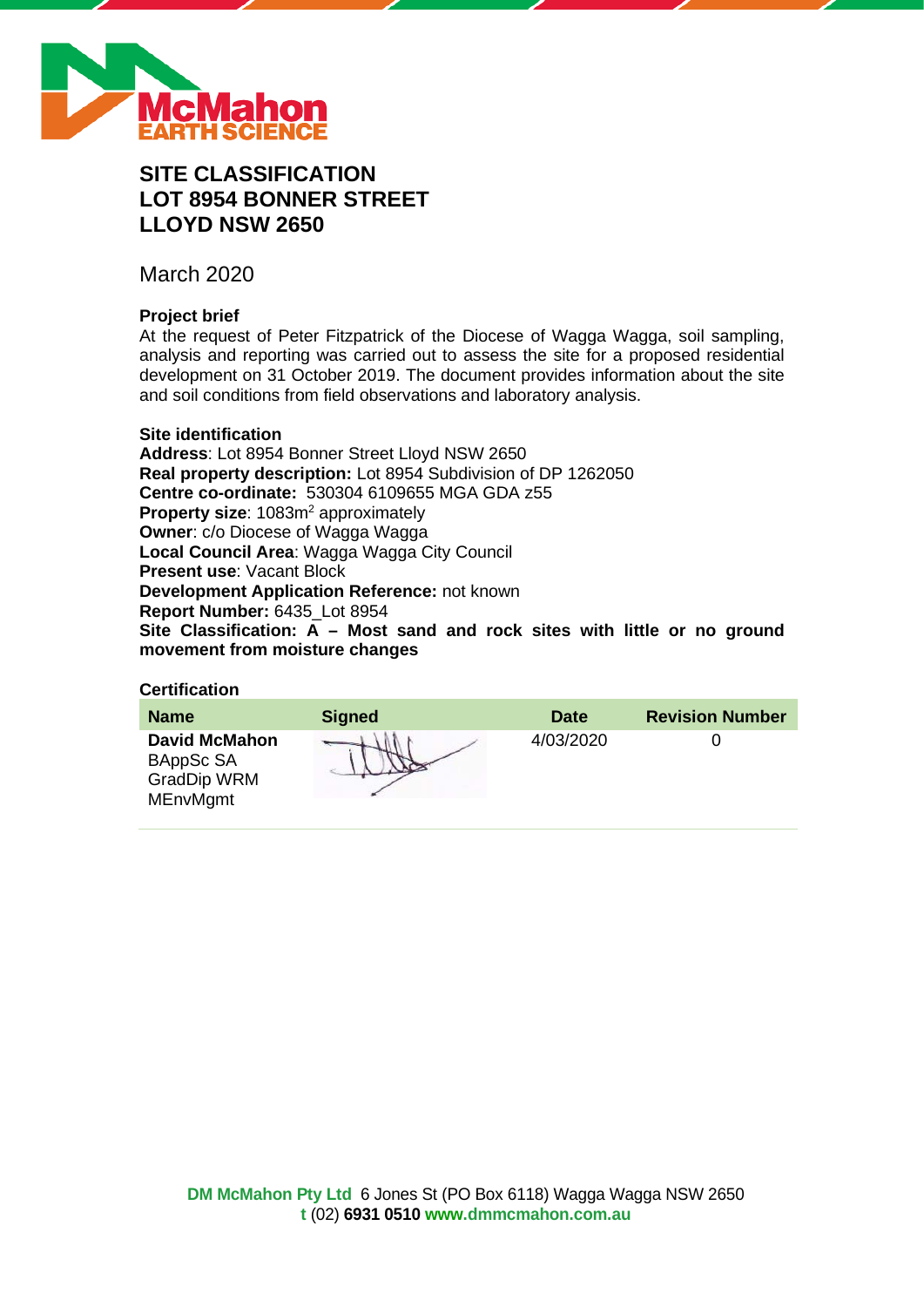# SITE CLASSIFICATION
# LOT 8954 BONNER STREET
# LLOYD NSW 2650

March 2020

### Project brief

At the request of Peter Fitzpatrick of the Diocese of Wagga Wagga, soil sampling, analysis and reporting was carried out to assess the site for a proposed residential development on 31 October 2019. The document provides information about the site and soil conditions from field observations and laboratory analysis.

### Site identification

**Address**: Lot 8954 Bonner Street Lloyd NSW 2650
**Real property description:** Lot 8954 Subdivision of DP 1262050
**Centre co-ordinate:** 530304 6109655 MGA GDA z55
**Property size**: 1083m$^2$ approximately
**Owner**: c/o Diocese of Wagga Wagga
**Local Council Area**: Wagga Wagga City Council
**Present use**: Vacant Block
**Development Application Reference:** not known
**Report Number:** 6435_Lot 8954
**Site Classification: A – Most sand and rock sites with little or no ground movement from moisture changes**

### Certification

| Name | Signed | Date | Revision Number |
|---|---|---|---|
| **David McMahon** BAppSc SA GradDip WRM MEnvMgmt | [signature] | 4/03/2020 | 0 |

**DM McMahon Pty Ltd** 6 Jones St (PO Box 6118) Wagga Wagga NSW 2650
**t** (02) **6931 0510** **www.dmmcmahon.com.au**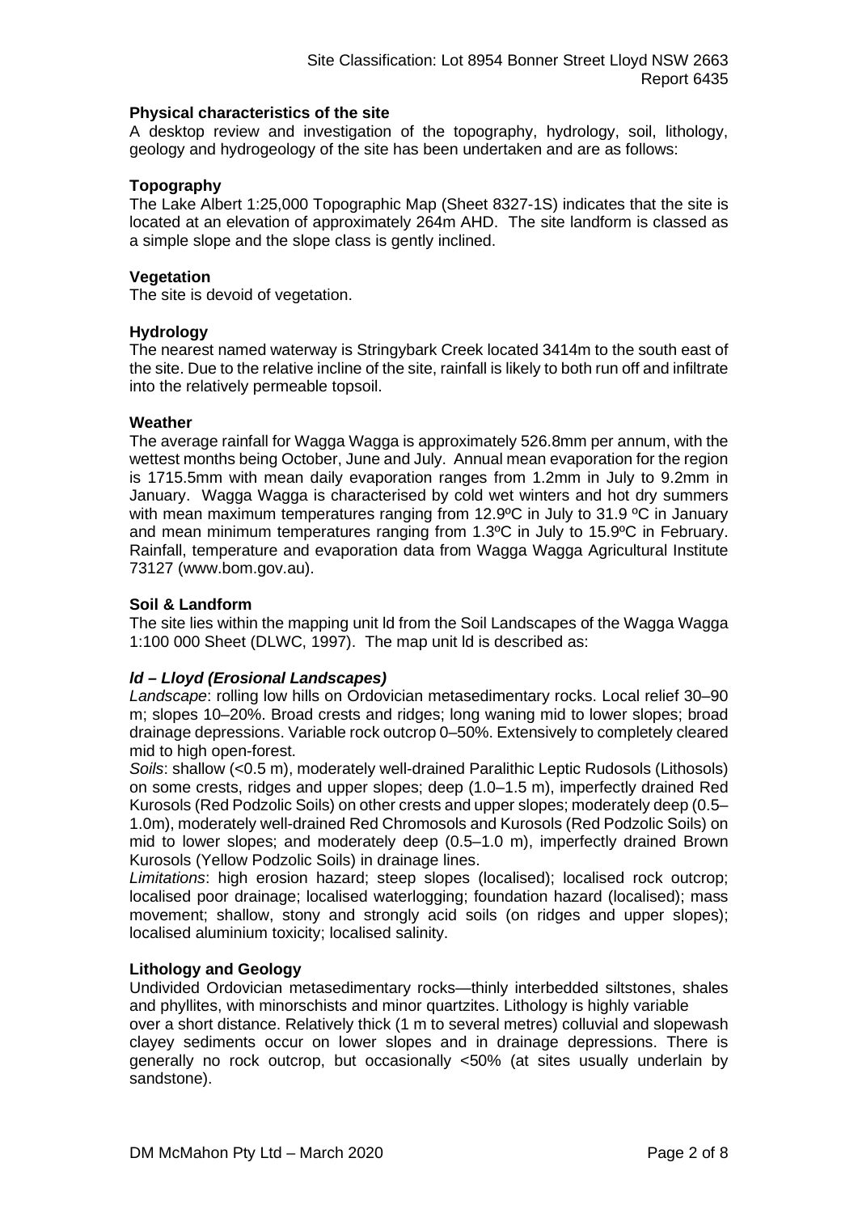**Physical characteristics of the site**

A desktop review and investigation of the topography, hydrology, soil, lithology, geology and hydrogeology of the site has been undertaken and are as follows:

**Topography**

The Lake Albert 1:25,000 Topographic Map (Sheet 8327-1S) indicates that the site is located at an elevation of approximately 264m AHD. The site landform is classed as a simple slope and the slope class is gently inclined.

**Vegetation**

The site is devoid of vegetation.

**Hydrology**

The nearest named waterway is Stringybark Creek located 3414m to the south east of the site. Due to the relative incline of the site, rainfall is likely to both run off and infiltrate into the relatively permeable topsoil.

**Weather**

The average rainfall for Wagga Wagga is approximately 526.8mm per annum, with the wettest months being October, June and July. Annual mean evaporation for the region is 1715.5mm with mean daily evaporation ranges from 1.2mm in July to 9.2mm in January. Wagga Wagga is characterised by cold wet winters and hot dry summers with mean maximum temperatures ranging from 12.9ºC in July to 31.9 ºC in January and mean minimum temperatures ranging from 1.3ºC in July to 15.9ºC in February. Rainfall, temperature and evaporation data from Wagga Wagga Agricultural Institute 73127 (www.bom.gov.au).

**Soil & Landform**

The site lies within the mapping unit ld from the Soil Landscapes of the Wagga Wagga 1:100 000 Sheet (DLWC, 1997). The map unit ld is described as:

***ld – Lloyd (Erosional Landscapes)***

*Landscape*: rolling low hills on Ordovician metasedimentary rocks. Local relief 30–90 m; slopes 10–20%. Broad crests and ridges; long waning mid to lower slopes; broad drainage depressions. Variable rock outcrop 0–50%. Extensively to completely cleared mid to high open-forest.

*Soils*: shallow (<0.5 m), moderately well-drained Paralithic Leptic Rudosols (Lithosols) on some crests, ridges and upper slopes; deep (1.0–1.5 m), imperfectly drained Red Kurosols (Red Podzolic Soils) on other crests and upper slopes; moderately deep (0.5–1.0m), moderately well-drained Red Chromosols and Kurosols (Red Podzolic Soils) on mid to lower slopes; and moderately deep (0.5–1.0 m), imperfectly drained Brown Kurosols (Yellow Podzolic Soils) in drainage lines.

*Limitations*: high erosion hazard; steep slopes (localised); localised rock outcrop; localised poor drainage; localised waterlogging; foundation hazard (localised); mass movement; shallow, stony and strongly acid soils (on ridges and upper slopes); localised aluminium toxicity; localised salinity.

**Lithology and Geology**

Undivided Ordovician metasedimentary rocks—thinly interbedded siltstones, shales and phyllites, with minorschists and minor quartzites. Lithology is highly variable over a short distance. Relatively thick (1 m to several metres) colluvial and slopewash clayey sediments occur on lower slopes and in drainage depressions. There is generally no rock outcrop, but occasionally <50% (at sites usually underlain by sandstone).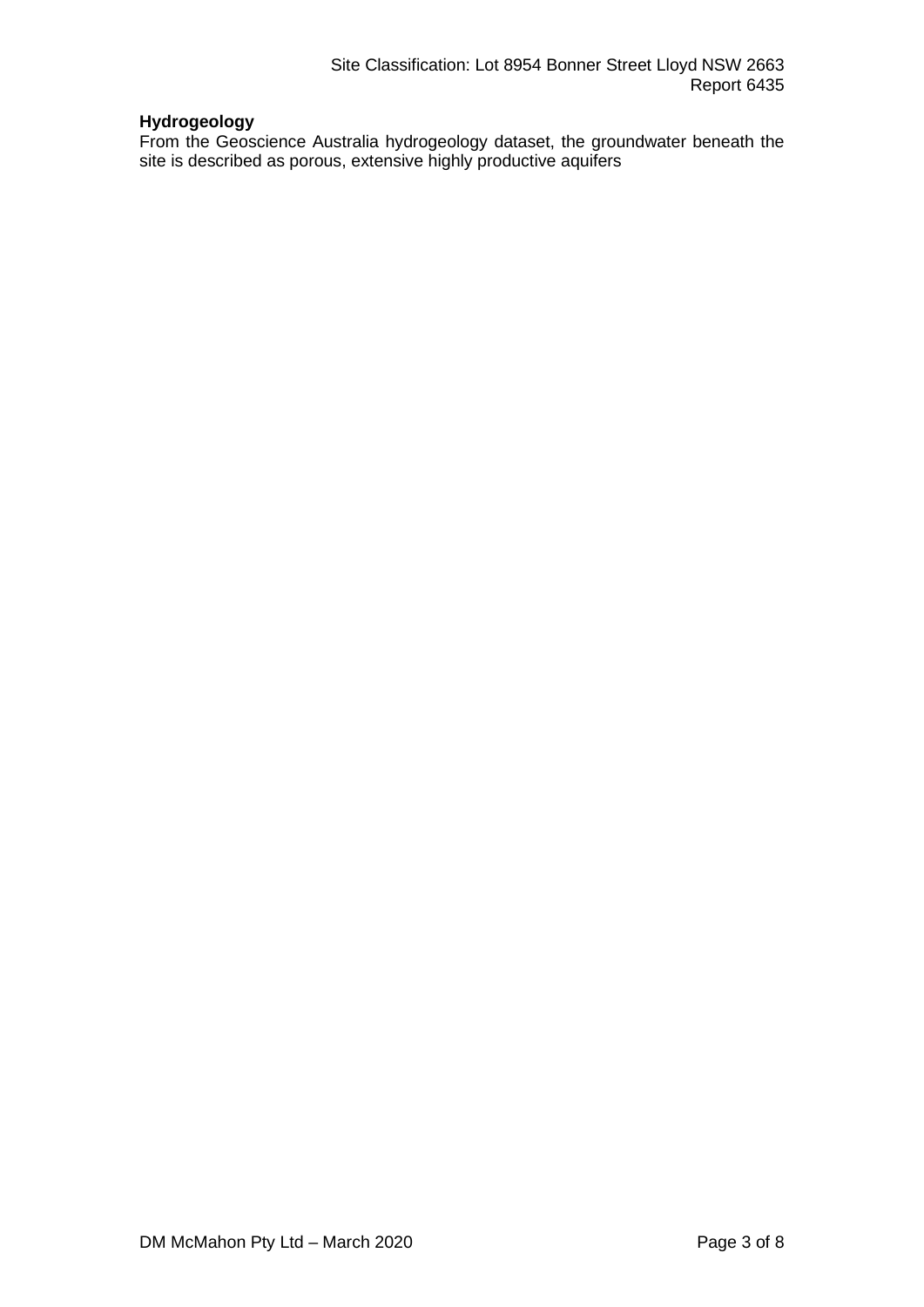**Hydrogeology**

From the Geoscience Australia hydrogeology dataset, the groundwater beneath the site is described as porous, extensive highly productive aquifers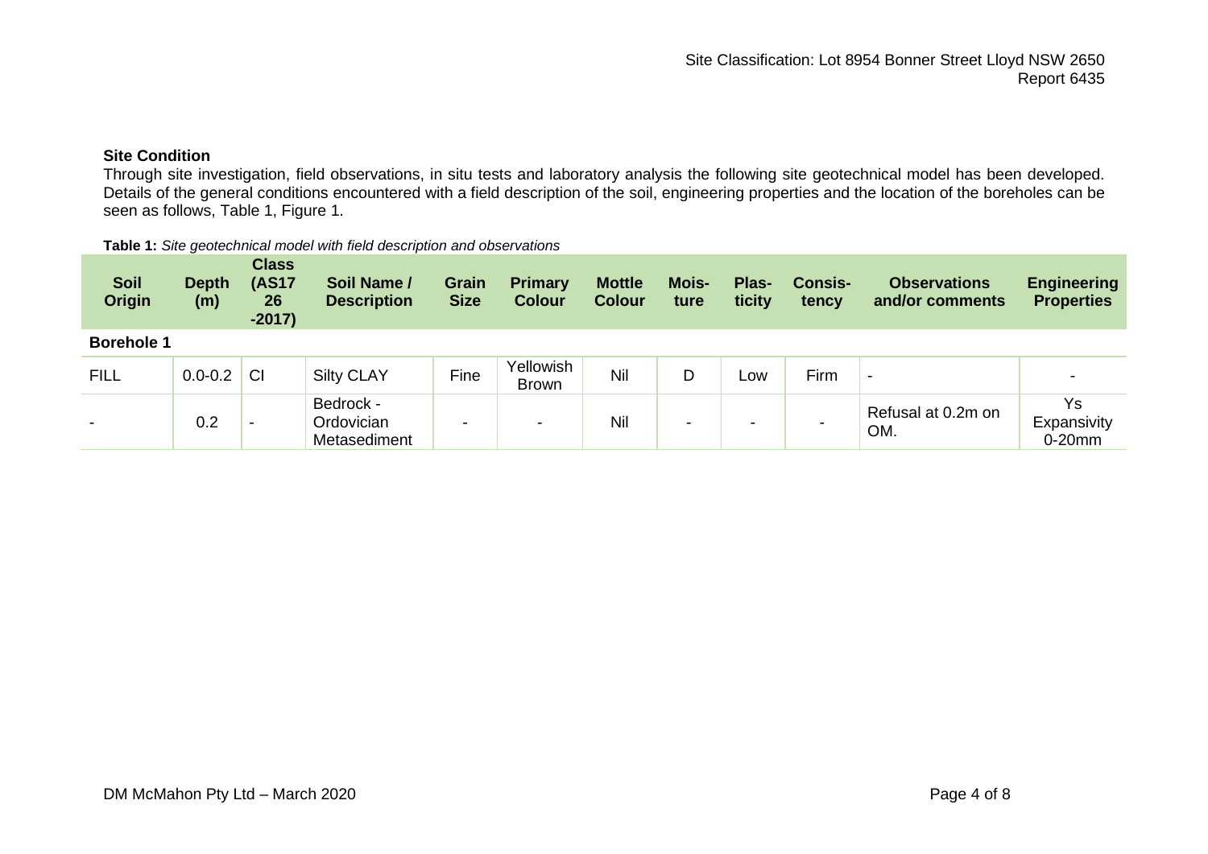### Site Condition

Through site investigation, field observations, in situ tests and laboratory analysis the following site geotechnical model has been developed. Details of the general conditions encountered with a field description of the soil, engineering properties and the location of the boreholes can be seen as follows, Table 1, Figure 1.

**Table 1:** *Site geotechnical model with field description and observations*

| Soil Origin | Depth (m) | Class (AS1726-2017) | Soil Name / Description | Grain Size | Primary Colour | Mottle Colour | Moisture | Plasticity | Consistency | Observations and/or comments | Engineering Properties |
|---|---|---|---|---|---|---|---|---|---|---|---|
| **Borehole 1** | | | | | | | | | | | |
| FILL | 0.0-0.2 | CI | Silty CLAY | Fine | Yellowish Brown | Nil | D | Low | Firm | - | - |
| - | 0.2 | - | Bedrock - Ordovician Metasediment | - | - | Nil | - | - | - | Refusal at 0.2m on OM. | Ys Expansivity 0-20mm |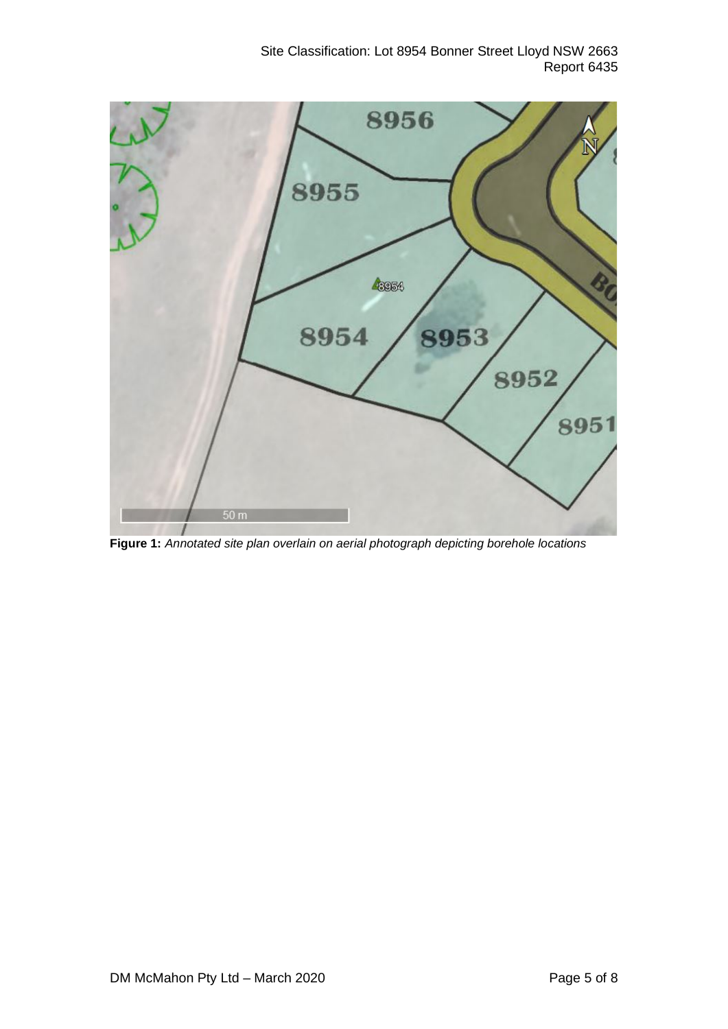**Figure 1:** *Annotated site plan overlain on aerial photograph depicting borehole locations*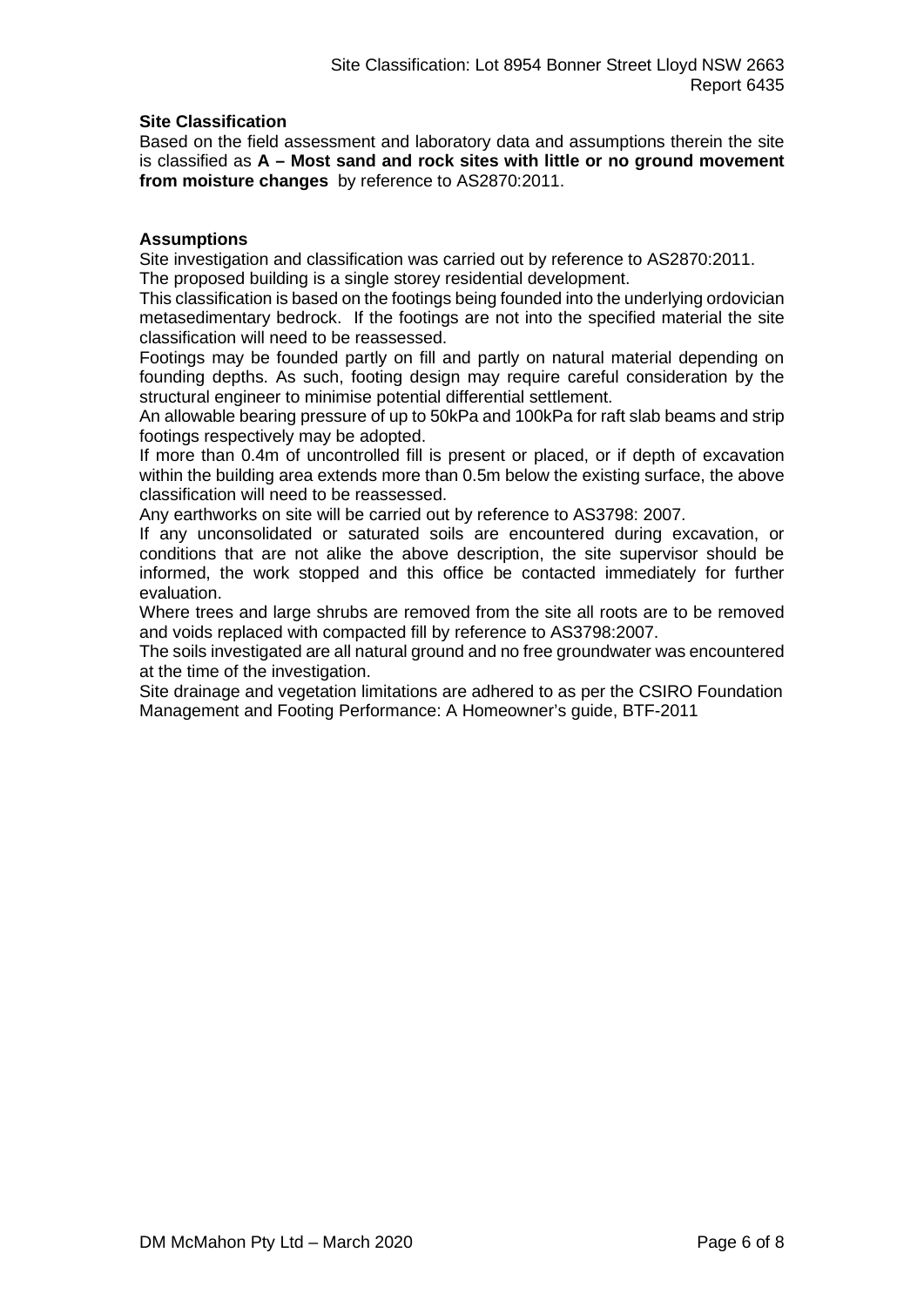**Site Classification**

Based on the field assessment and laboratory data and assumptions therein the site is classified as **A – Most sand and rock sites with little or no ground movement from moisture changes** by reference to AS2870:2011.

**Assumptions**

Site investigation and classification was carried out by reference to AS2870:2011.
The proposed building is a single storey residential development.
This classification is based on the footings being founded into the underlying ordovician metasedimentary bedrock. If the footings are not into the specified material the site classification will need to be reassessed.
Footings may be founded partly on fill and partly on natural material depending on founding depths. As such, footing design may require careful consideration by the structural engineer to minimise potential differential settlement.
An allowable bearing pressure of up to 50kPa and 100kPa for raft slab beams and strip footings respectively may be adopted.
If more than 0.4m of uncontrolled fill is present or placed, or if depth of excavation within the building area extends more than 0.5m below the existing surface, the above classification will need to be reassessed.
Any earthworks on site will be carried out by reference to AS3798: 2007.
If any unconsolidated or saturated soils are encountered during excavation, or conditions that are not alike the above description, the site supervisor should be informed, the work stopped and this office be contacted immediately for further evaluation.
Where trees and large shrubs are removed from the site all roots are to be removed and voids replaced with compacted fill by reference to AS3798:2007.
The soils investigated are all natural ground and no free groundwater was encountered at the time of the investigation.
Site drainage and vegetation limitations are adhered to as per the CSIRO Foundation Management and Footing Performance: A Homeowner's guide, BTF-2011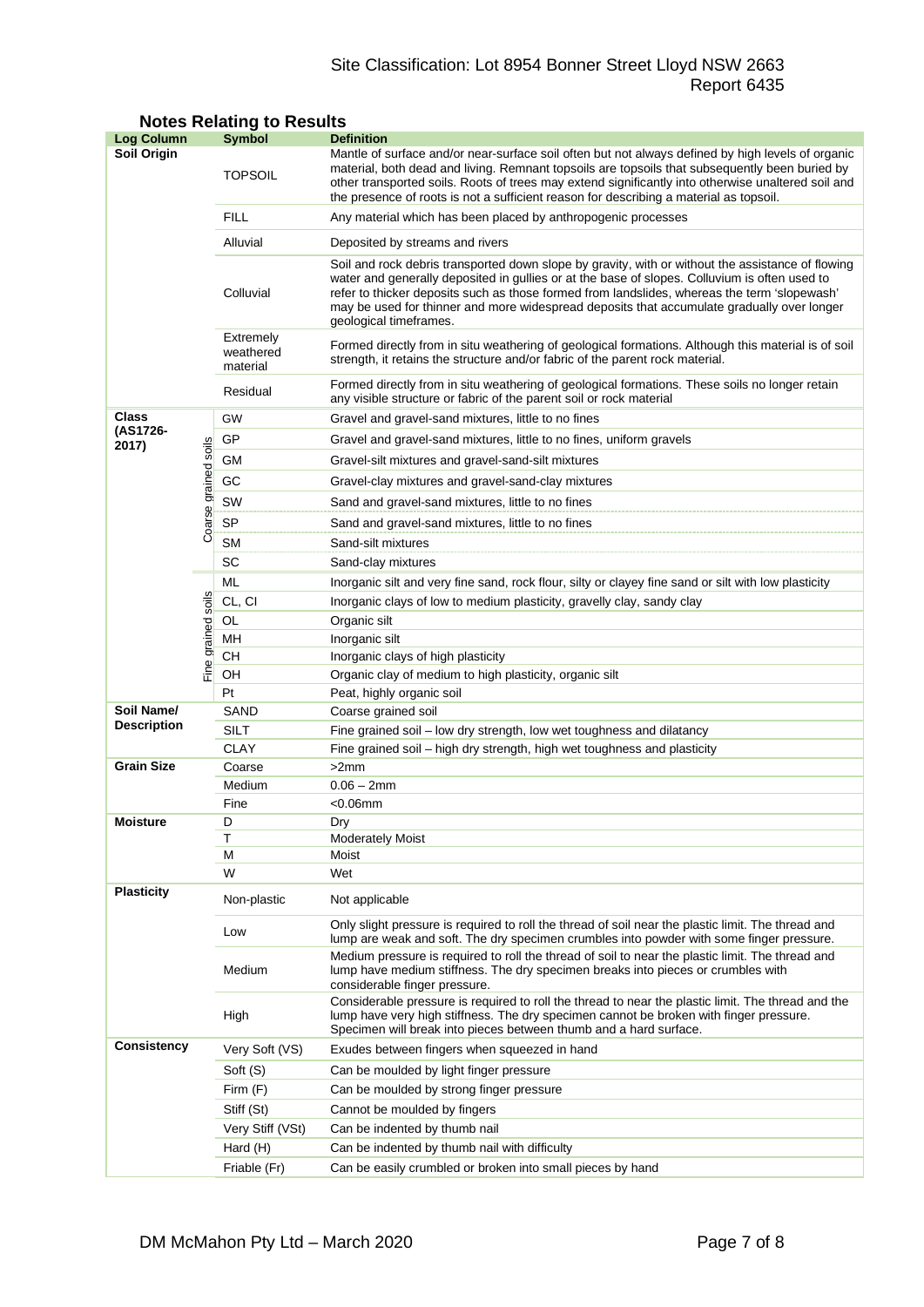## Notes Relating to Results

| Log Column | | Symbol | Definition |
|---|---|---|---|
| **Soil Origin** | | TOPSOIL | Mantle of surface and/or near-surface soil often but not always defined by high levels of organic material, both dead and living. Remnant topsoils are topsoils that subsequently been buried by other transported soils. Roots of trees may extend significantly into otherwise unaltered soil and the presence of roots is not a sufficient reason for describing a material as topsoil. |
| | | FILL | Any material which has been placed by anthropogenic processes |
| | | Alluvial | Deposited by streams and rivers |
| | | Colluvial | Soil and rock debris transported down slope by gravity, with or without the assistance of flowing water and generally deposited in gullies or at the base of slopes. Colluvium is often used to refer to thicker deposits such as those formed from landslides, whereas the term 'slopewash' may be used for thinner and more widespread deposits that accumulate gradually over longer geological timeframes. |
| | | Extremely weathered material | Formed directly from in situ weathering of geological formations. Although this material is of soil strength, it retains the structure and/or fabric of the parent rock material. |
| | | Residual | Formed directly from in situ weathering of geological formations. These soils no longer retain any visible structure or fabric of the parent soil or rock material |
| **Class (AS1726-2017)** | Coarse grained soils | GW | Gravel and gravel-sand mixtures, little to no fines |
| | | GP | Gravel and gravel-sand mixtures, little to no fines, uniform gravels |
| | | GM | Gravel-silt mixtures and gravel-sand-silt mixtures |
| | | GC | Gravel-clay mixtures and gravel-sand-clay mixtures |
| | | SW | Sand and gravel-sand mixtures, little to no fines |
| | | SP | Sand and gravel-sand mixtures, little to no fines |
| | | SM | Sand-silt mixtures |
| | | SC | Sand-clay mixtures |
| | Fine grained soils | ML | Inorganic silt and very fine sand, rock flour, silty or clayey fine sand or silt with low plasticity |
| | | CL, CI | Inorganic clays of low to medium plasticity, gravelly clay, sandy clay |
| | | OL | Organic silt |
| | | MH | Inorganic silt |
| | | CH | Inorganic clays of high plasticity |
| | | OH | Organic clay of medium to high plasticity, organic silt |
| | | Pt | Peat, highly organic soil |
| **Soil Name/ Description** | | SAND | Coarse grained soil |
| | | SILT | Fine grained soil – low dry strength, low wet toughness and dilatancy |
| | | CLAY | Fine grained soil – high dry strength, high wet toughness and plasticity |
| **Grain Size** | | Coarse | >2mm |
| | | Medium | 0.06 – 2mm |
| | | Fine | <0.06mm |
| **Moisture** | | D | Dry |
| | | T | Moderately Moist |
| | | M | Moist |
| | | W | Wet |
| **Plasticity** | | Non-plastic | Not applicable |
| | | Low | Only slight pressure is required to roll the thread of soil near the plastic limit. The thread and lump are weak and soft. The dry specimen crumbles into powder with some finger pressure. |
| | | Medium | Medium pressure is required to roll the thread of soil to near the plastic limit. The thread and lump have medium stiffness. The dry specimen breaks into pieces or crumbles with considerable finger pressure. |
| | | High | Considerable pressure is required to roll the thread to near the plastic limit. The thread and the lump have very high stiffness. The dry specimen cannot be broken with finger pressure. Specimen will break into pieces between thumb and a hard surface. |
| **Consistency** | | Very Soft (VS) | Exudes between fingers when squeezed in hand |
| | | Soft (S) | Can be moulded by light finger pressure |
| | | Firm (F) | Can be moulded by strong finger pressure |
| | | Stiff (St) | Cannot be moulded by fingers |
| | | Very Stiff (VSt) | Can be indented by thumb nail |
| | | Hard (H) | Can be indented by thumb nail with difficulty |
| | | Friable (Fr) | Can be easily crumbled or broken into small pieces by hand |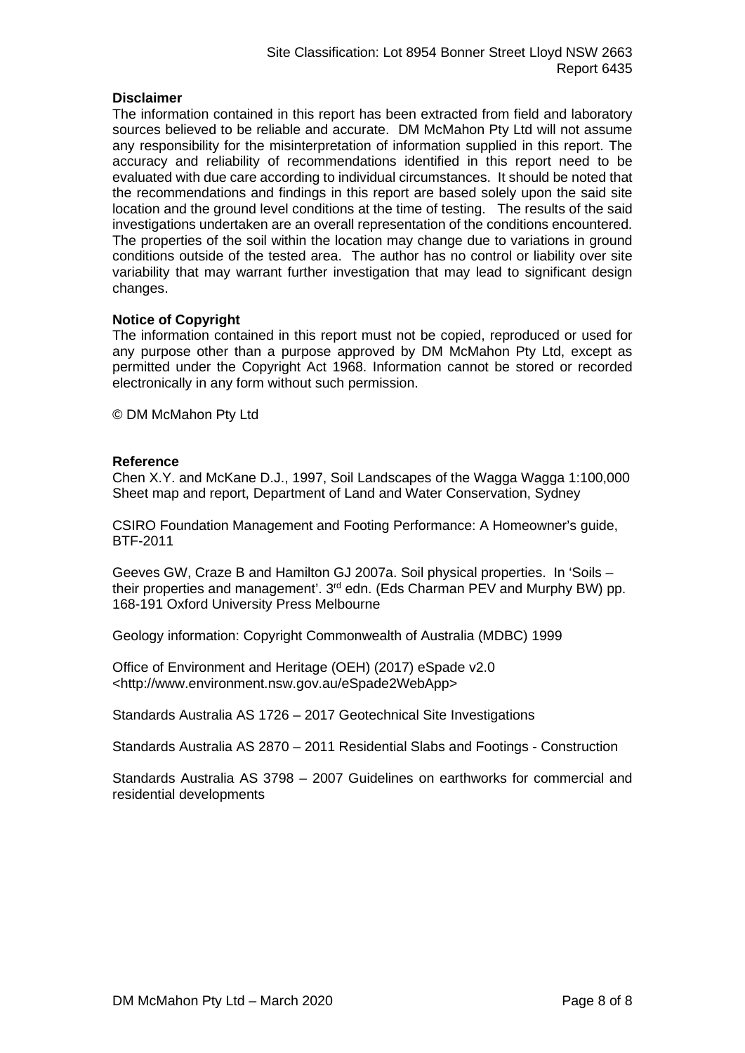**Disclaimer**

The information contained in this report has been extracted from field and laboratory sources believed to be reliable and accurate. DM McMahon Pty Ltd will not assume any responsibility for the misinterpretation of information supplied in this report. The accuracy and reliability of recommendations identified in this report need to be evaluated with due care according to individual circumstances. It should be noted that the recommendations and findings in this report are based solely upon the said site location and the ground level conditions at the time of testing. The results of the said investigations undertaken are an overall representation of the conditions encountered. The properties of the soil within the location may change due to variations in ground conditions outside of the tested area. The author has no control or liability over site variability that may warrant further investigation that may lead to significant design changes.

**Notice of Copyright**

The information contained in this report must not be copied, reproduced or used for any purpose other than a purpose approved by DM McMahon Pty Ltd, except as permitted under the Copyright Act 1968. Information cannot be stored or recorded electronically in any form without such permission.

© DM McMahon Pty Ltd

**Reference**

Chen X.Y. and McKane D.J., 1997, Soil Landscapes of the Wagga Wagga 1:100,000 Sheet map and report, Department of Land and Water Conservation, Sydney

CSIRO Foundation Management and Footing Performance: A Homeowner's guide, BTF-2011

Geeves GW, Craze B and Hamilton GJ 2007a. Soil physical properties. In 'Soils – their properties and management'. 3rd edn. (Eds Charman PEV and Murphy BW) pp. 168-191 Oxford University Press Melbourne

Geology information: Copyright Commonwealth of Australia (MDBC) 1999

Office of Environment and Heritage (OEH) (2017) eSpade v2.0 <http://www.environment.nsw.gov.au/eSpade2WebApp>

Standards Australia AS 1726 – 2017 Geotechnical Site Investigations

Standards Australia AS 2870 – 2011 Residential Slabs and Footings - Construction

Standards Australia AS 3798 – 2007 Guidelines on earthworks for commercial and residential developments